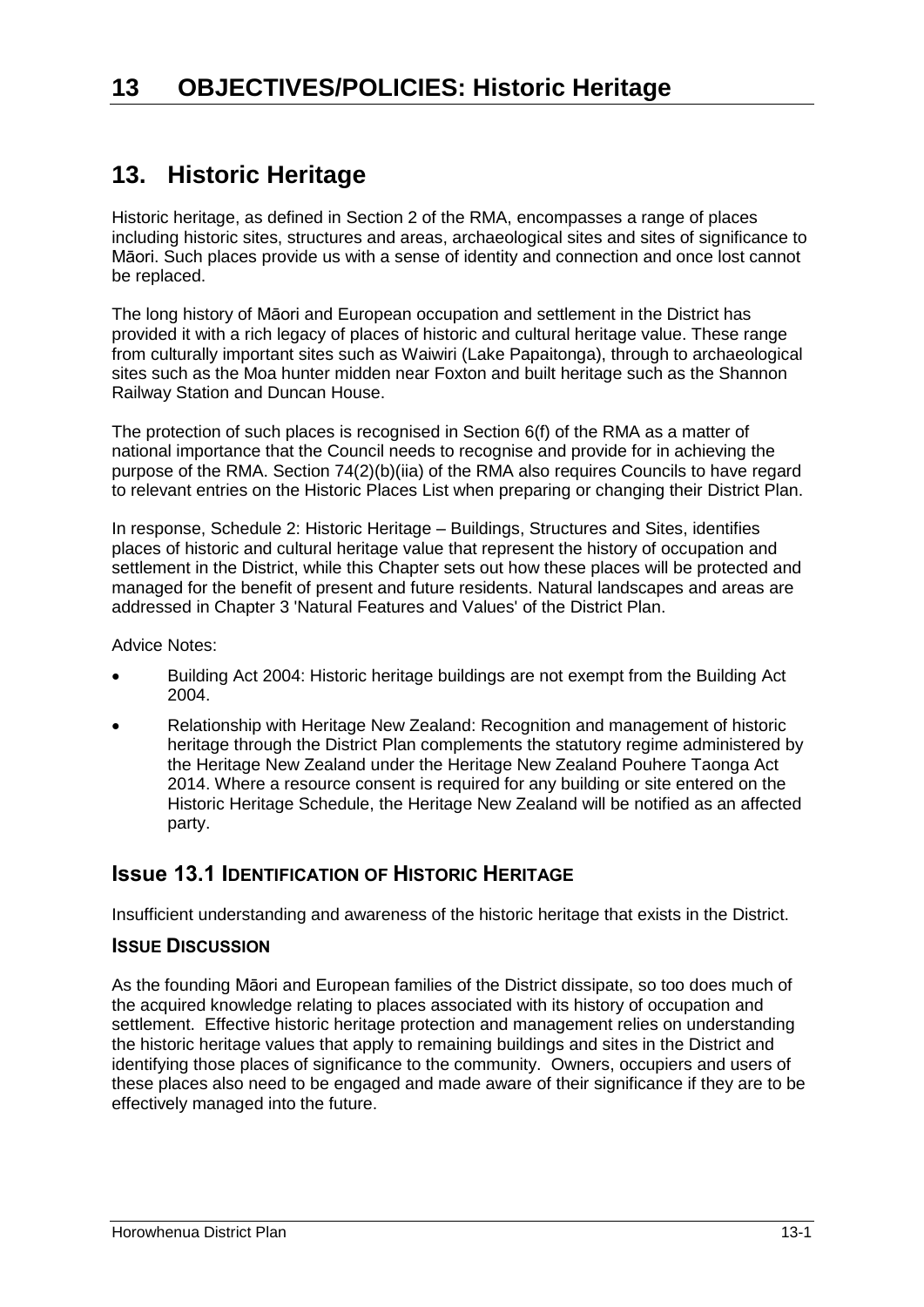# 13 OBJECTIVES/POLICIES: Historic Heritage

## 13. Historic Heritage

Historic heritage, as defined in Section 2 of the RMA, encompasses a range of places including historic sites, structures and areas, archaeological sites and sites of significance to Māori. Such places provide us with a sense of identity and connection and once lost cannot be replaced.

The long history of Māori and European occupation and settlement in the District has provided it with a rich legacy of places of historic and cultural heritage value. These range from culturally important sites such as Waiwiri (Lake Papaitonga), through to archaeological sites such as the Moa hunter midden near Foxton and built heritage such as the Shannon Railway Station and Duncan House.

The protection of such places is recognised in Section 6(f) of the RMA as a matter of national importance that the Council needs to recognise and provide for in achieving the purpose of the RMA. Section 74(2)(b)(iia) of the RMA also requires Councils to have regard to relevant entries on the Historic Places List when preparing or changing their District Plan.

In response, Schedule 2: Historic Heritage – Buildings, Structures and Sites, identifies places of historic and cultural heritage value that represent the history of occupation and settlement in the District, while this Chapter sets out how these places will be protected and managed for the benefit of present and future residents. Natural landscapes and areas are addressed in Chapter 3 'Natural Features and Values' of the District Plan.

Advice Notes:

- Building Act 2004: Historic heritage buildings are not exempt from the Building Act 2004.
- Relationship with Heritage New Zealand: Recognition and management of historic heritage through the District Plan complements the statutory regime administered by the Heritage New Zealand under the Heritage New Zealand Pouhere Taonga Act 2014. Where a resource consent is required for any building or site entered on the Historic Heritage Schedule, the Heritage New Zealand will be notified as an affected party.

### Issue 13.1 IDENTIFICATION OF HISTORIC HERITAGE

Insufficient understanding and awareness of the historic heritage that exists in the District.

#### ISSUE DISCUSSION

As the founding Māori and European families of the District dissipate, so too does much of the acquired knowledge relating to places associated with its history of occupation and settlement. Effective historic heritage protection and management relies on understanding the historic heritage values that apply to remaining buildings and sites in the District and identifying those places of significance to the community. Owners, occupiers and users of these places also need to be engaged and made aware of their significance if they are to be effectively managed into the future.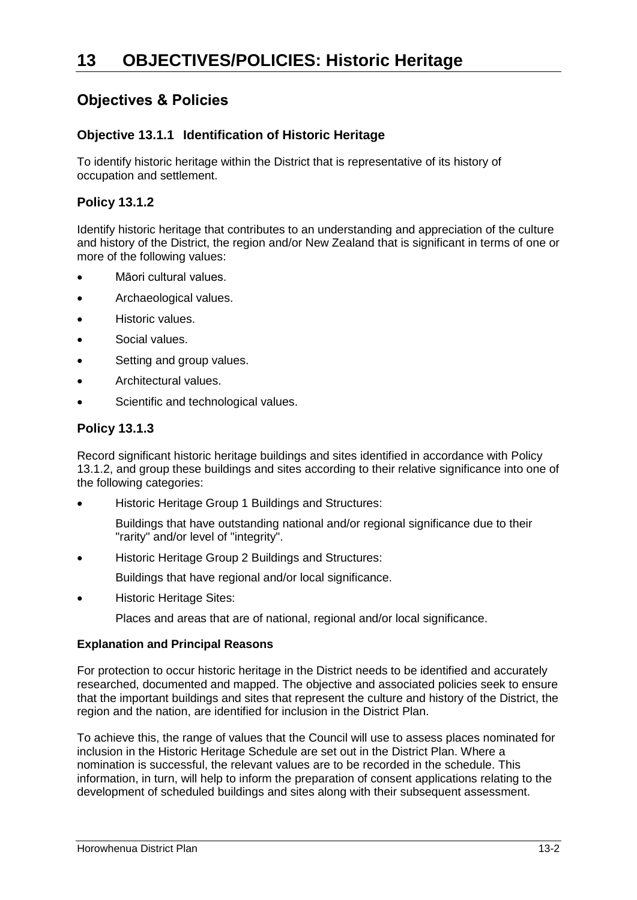# 13 OBJECTIVES/POLICIES: Historic Heritage

## Objectives & Policies

### Objective 13.1.1 Identification of Historic Heritage

To identify historic heritage within the District that is representative of its history of occupation and settlement.

### Policy 13.1.2

Identify historic heritage that contributes to an understanding and appreciation of the culture and history of the District, the region and/or New Zealand that is significant in terms of one or more of the following values:

- Māori cultural values.
- Archaeological values.
- Historic values.
- Social values.
- Setting and group values.
- Architectural values.
- Scientific and technological values.

### Policy 13.1.3

Record significant historic heritage buildings and sites identified in accordance with Policy 13.1.2, and group these buildings and sites according to their relative significance into one of the following categories:

- Historic Heritage Group 1 Buildings and Structures:

  Buildings that have outstanding national and/or regional significance due to their "rarity" and/or level of "integrity".

- Historic Heritage Group 2 Buildings and Structures:

  Buildings that have regional and/or local significance.

- Historic Heritage Sites:

  Places and areas that are of national, regional and/or local significance.

#### Explanation and Principal Reasons

For protection to occur historic heritage in the District needs to be identified and accurately researched, documented and mapped. The objective and associated policies seek to ensure that the important buildings and sites that represent the culture and history of the District, the region and the nation, are identified for inclusion in the District Plan.

To achieve this, the range of values that the Council will use to assess places nominated for inclusion in the Historic Heritage Schedule are set out in the District Plan. Where a nomination is successful, the relevant values are to be recorded in the schedule. This information, in turn, will help to inform the preparation of consent applications relating to the development of scheduled buildings and sites along with their subsequent assessment.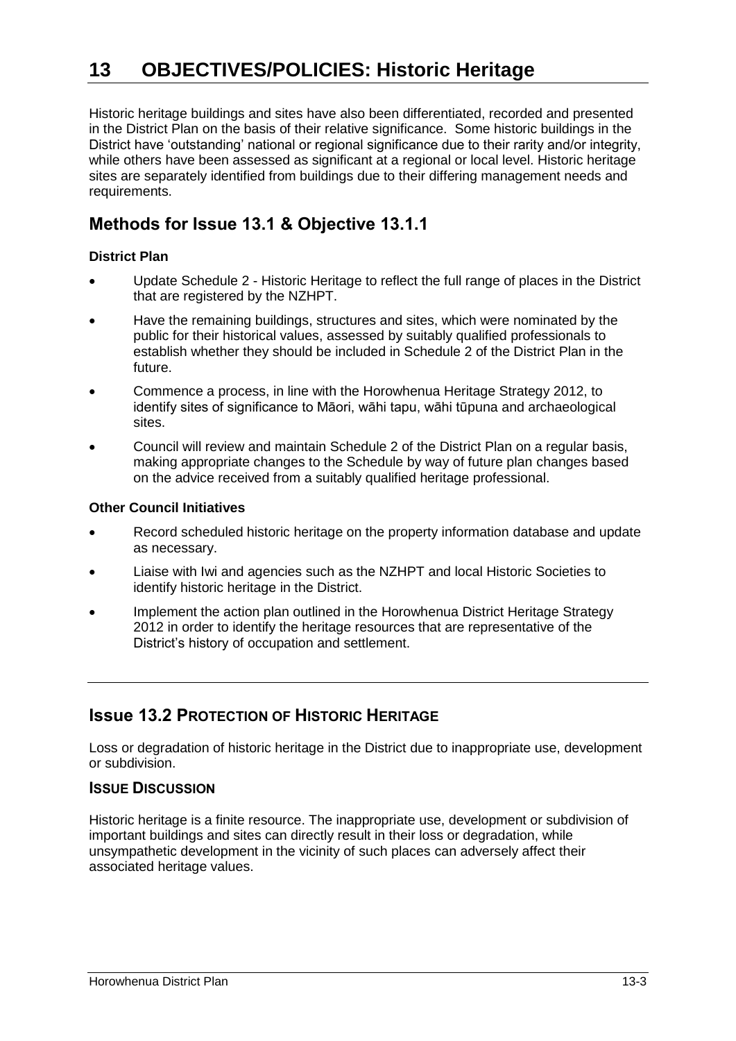# 13 OBJECTIVES/POLICIES: Historic Heritage

Historic heritage buildings and sites have also been differentiated, recorded and presented in the District Plan on the basis of their relative significance. Some historic buildings in the District have 'outstanding' national or regional significance due to their rarity and/or integrity, while others have been assessed as significant at a regional or local level. Historic heritage sites are separately identified from buildings due to their differing management needs and requirements.

## Methods for Issue 13.1 & Objective 13.1.1

**District Plan**

- Update Schedule 2 - Historic Heritage to reflect the full range of places in the District that are registered by the NZHPT.
- Have the remaining buildings, structures and sites, which were nominated by the public for their historical values, assessed by suitably qualified professionals to establish whether they should be included in Schedule 2 of the District Plan in the future.
- Commence a process, in line with the Horowhenua Heritage Strategy 2012, to identify sites of significance to Māori, wāhi tapu, wāhi tūpuna and archaeological sites.
- Council will review and maintain Schedule 2 of the District Plan on a regular basis, making appropriate changes to the Schedule by way of future plan changes based on the advice received from a suitably qualified heritage professional.

**Other Council Initiatives**

- Record scheduled historic heritage on the property information database and update as necessary.
- Liaise with Iwi and agencies such as the NZHPT and local Historic Societies to identify historic heritage in the District.
- Implement the action plan outlined in the Horowhenua District Heritage Strategy 2012 in order to identify the heritage resources that are representative of the District's history of occupation and settlement.

## Issue 13.2 PROTECTION OF HISTORIC HERITAGE

Loss or degradation of historic heritage in the District due to inappropriate use, development or subdivision.

### ISSUE DISCUSSION

Historic heritage is a finite resource. The inappropriate use, development or subdivision of important buildings and sites can directly result in their loss or degradation, while unsympathetic development in the vicinity of such places can adversely affect their associated heritage values.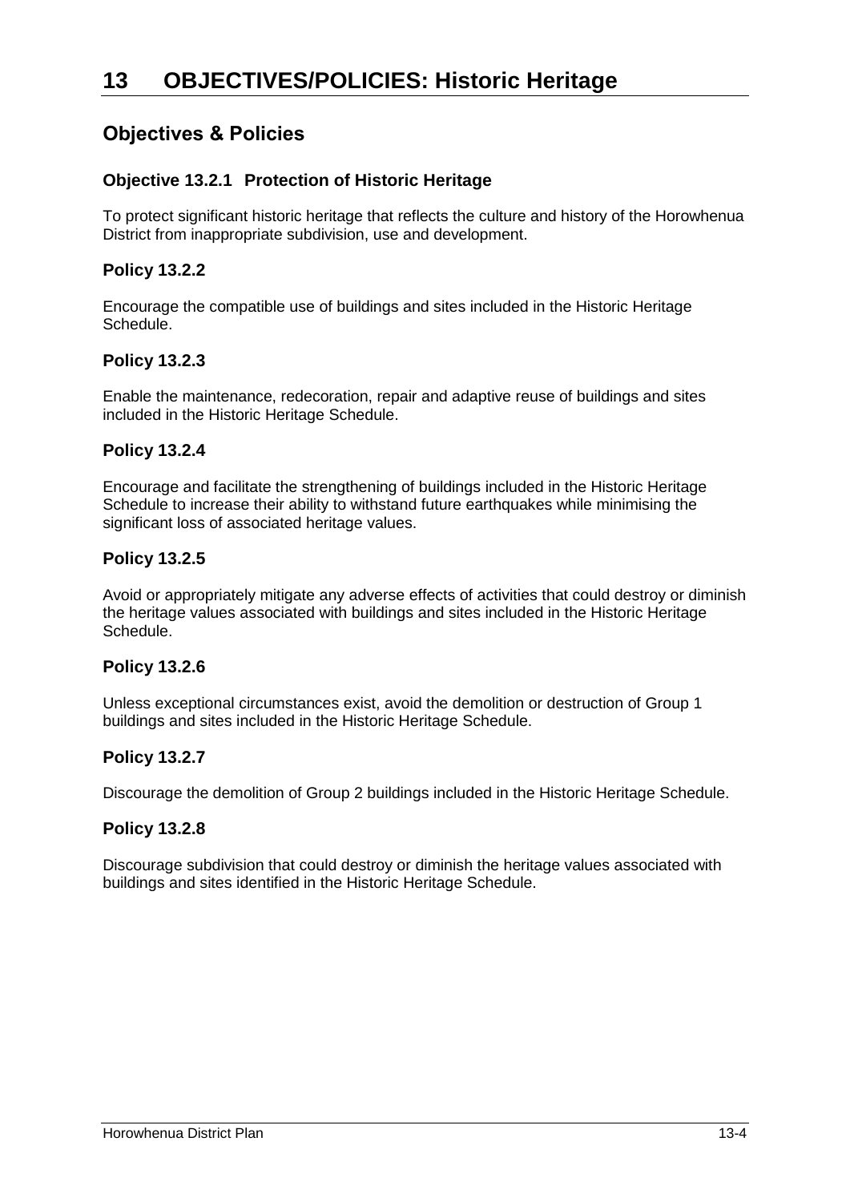# 13 OBJECTIVES/POLICIES: Historic Heritage

## Objectives & Policies

### Objective 13.2.1 Protection of Historic Heritage

To protect significant historic heritage that reflects the culture and history of the Horowhenua District from inappropriate subdivision, use and development.

### Policy 13.2.2

Encourage the compatible use of buildings and sites included in the Historic Heritage Schedule.

### Policy 13.2.3

Enable the maintenance, redecoration, repair and adaptive reuse of buildings and sites included in the Historic Heritage Schedule.

### Policy 13.2.4

Encourage and facilitate the strengthening of buildings included in the Historic Heritage Schedule to increase their ability to withstand future earthquakes while minimising the significant loss of associated heritage values.

### Policy 13.2.5

Avoid or appropriately mitigate any adverse effects of activities that could destroy or diminish the heritage values associated with buildings and sites included in the Historic Heritage Schedule.

### Policy 13.2.6

Unless exceptional circumstances exist, avoid the demolition or destruction of Group 1 buildings and sites included in the Historic Heritage Schedule.

### Policy 13.2.7

Discourage the demolition of Group 2 buildings included in the Historic Heritage Schedule.

### Policy 13.2.8

Discourage subdivision that could destroy or diminish the heritage values associated with buildings and sites identified in the Historic Heritage Schedule.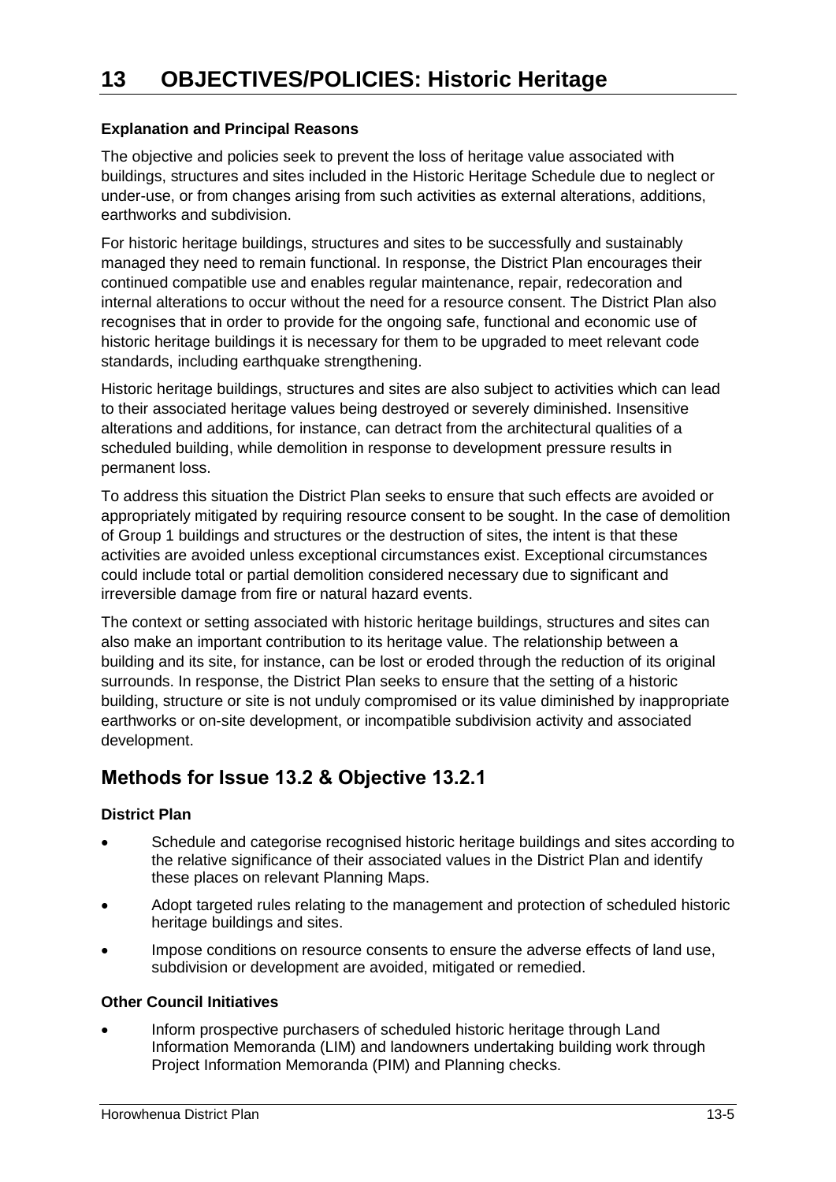# 13 OBJECTIVES/POLICIES: Historic Heritage

**Explanation and Principal Reasons**

The objective and policies seek to prevent the loss of heritage value associated with buildings, structures and sites included in the Historic Heritage Schedule due to neglect or under-use, or from changes arising from such activities as external alterations, additions, earthworks and subdivision.

For historic heritage buildings, structures and sites to be successfully and sustainably managed they need to remain functional. In response, the District Plan encourages their continued compatible use and enables regular maintenance, repair, redecoration and internal alterations to occur without the need for a resource consent. The District Plan also recognises that in order to provide for the ongoing safe, functional and economic use of historic heritage buildings it is necessary for them to be upgraded to meet relevant code standards, including earthquake strengthening.

Historic heritage buildings, structures and sites are also subject to activities which can lead to their associated heritage values being destroyed or severely diminished. Insensitive alterations and additions, for instance, can detract from the architectural qualities of a scheduled building, while demolition in response to development pressure results in permanent loss.

To address this situation the District Plan seeks to ensure that such effects are avoided or appropriately mitigated by requiring resource consent to be sought. In the case of demolition of Group 1 buildings and structures or the destruction of sites, the intent is that these activities are avoided unless exceptional circumstances exist. Exceptional circumstances could include total or partial demolition considered necessary due to significant and irreversible damage from fire or natural hazard events.

The context or setting associated with historic heritage buildings, structures and sites can also make an important contribution to its heritage value. The relationship between a building and its site, for instance, can be lost or eroded through the reduction of its original surrounds. In response, the District Plan seeks to ensure that the setting of a historic building, structure or site is not unduly compromised or its value diminished by inappropriate earthworks or on-site development, or incompatible subdivision activity and associated development.

## Methods for Issue 13.2 & Objective 13.2.1

**District Plan**

- Schedule and categorise recognised historic heritage buildings and sites according to the relative significance of their associated values in the District Plan and identify these places on relevant Planning Maps.
- Adopt targeted rules relating to the management and protection of scheduled historic heritage buildings and sites.
- Impose conditions on resource consents to ensure the adverse effects of land use, subdivision or development are avoided, mitigated or remedied.

**Other Council Initiatives**

- Inform prospective purchasers of scheduled historic heritage through Land Information Memoranda (LIM) and landowners undertaking building work through Project Information Memoranda (PIM) and Planning checks.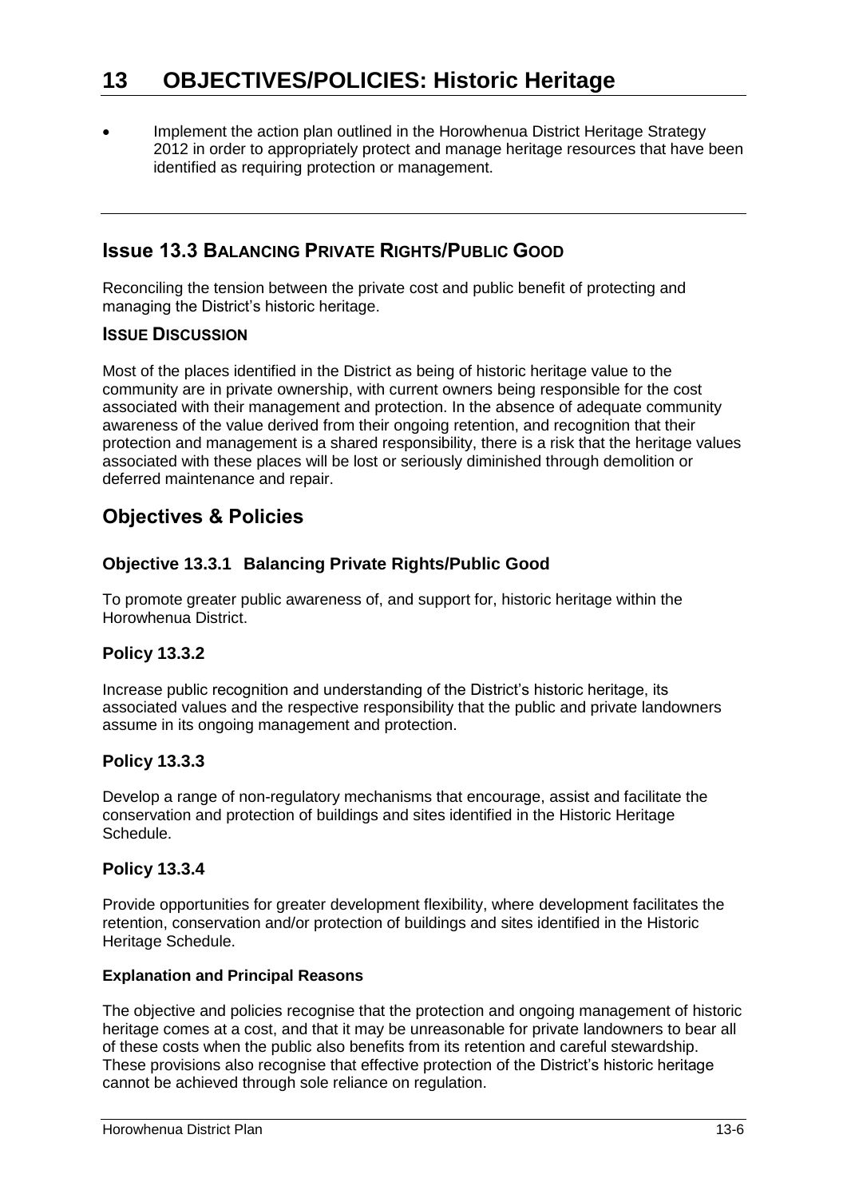- Implement the action plan outlined in the Horowhenua District Heritage Strategy 2012 in order to appropriately protect and manage heritage resources that have been identified as requiring protection or management.

## Issue 13.3 BALANCING PRIVATE RIGHTS/PUBLIC GOOD

Reconciling the tension between the private cost and public benefit of protecting and managing the District's historic heritage.

### ISSUE DISCUSSION

Most of the places identified in the District as being of historic heritage value to the community are in private ownership, with current owners being responsible for the cost associated with their management and protection. In the absence of adequate community awareness of the value derived from their ongoing retention, and recognition that their protection and management is a shared responsibility, there is a risk that the heritage values associated with these places will be lost or seriously diminished through demolition or deferred maintenance and repair.

## Objectives & Policies

### Objective 13.3.1 Balancing Private Rights/Public Good

To promote greater public awareness of, and support for, historic heritage within the Horowhenua District.

### Policy 13.3.2

Increase public recognition and understanding of the District's historic heritage, its associated values and the respective responsibility that the public and private landowners assume in its ongoing management and protection.

### Policy 13.3.3

Develop a range of non-regulatory mechanisms that encourage, assist and facilitate the conservation and protection of buildings and sites identified in the Historic Heritage Schedule.

### Policy 13.3.4

Provide opportunities for greater development flexibility, where development facilitates the retention, conservation and/or protection of buildings and sites identified in the Historic Heritage Schedule.

#### Explanation and Principal Reasons

The objective and policies recognise that the protection and ongoing management of historic heritage comes at a cost, and that it may be unreasonable for private landowners to bear all of these costs when the public also benefits from its retention and careful stewardship. These provisions also recognise that effective protection of the District's historic heritage cannot be achieved through sole reliance on regulation.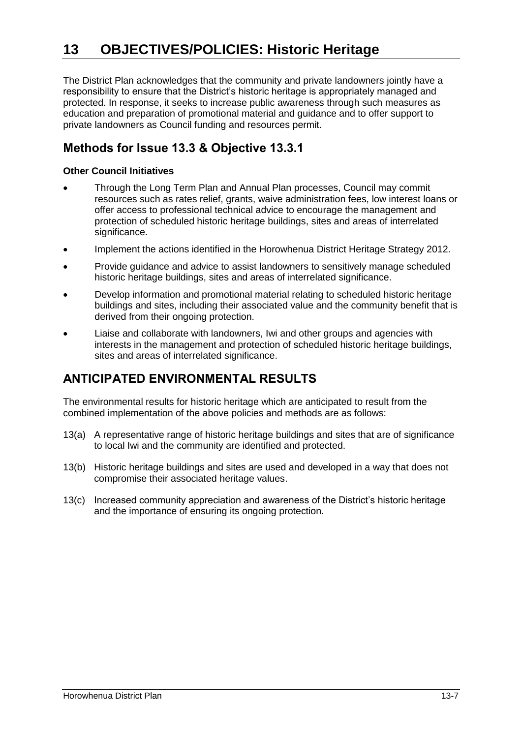# 13 OBJECTIVES/POLICIES: Historic Heritage

The District Plan acknowledges that the community and private landowners jointly have a responsibility to ensure that the District's historic heritage is appropriately managed and protected. In response, it seeks to increase public awareness through such measures as education and preparation of promotional material and guidance and to offer support to private landowners as Council funding and resources permit.

## Methods for Issue 13.3 & Objective 13.3.1

**Other Council Initiatives**

- Through the Long Term Plan and Annual Plan processes, Council may commit resources such as rates relief, grants, waive administration fees, low interest loans or offer access to professional technical advice to encourage the management and protection of scheduled historic heritage buildings, sites and areas of interrelated significance.
- Implement the actions identified in the Horowhenua District Heritage Strategy 2012.
- Provide guidance and advice to assist landowners to sensitively manage scheduled historic heritage buildings, sites and areas of interrelated significance.
- Develop information and promotional material relating to scheduled historic heritage buildings and sites, including their associated value and the community benefit that is derived from their ongoing protection.
- Liaise and collaborate with landowners, Iwi and other groups and agencies with interests in the management and protection of scheduled historic heritage buildings, sites and areas of interrelated significance.

## ANTICIPATED ENVIRONMENTAL RESULTS

The environmental results for historic heritage which are anticipated to result from the combined implementation of the above policies and methods are as follows:

13(a) A representative range of historic heritage buildings and sites that are of significance to local Iwi and the community are identified and protected.

13(b) Historic heritage buildings and sites are used and developed in a way that does not compromise their associated heritage values.

13(c) Increased community appreciation and awareness of the District's historic heritage and the importance of ensuring its ongoing protection.